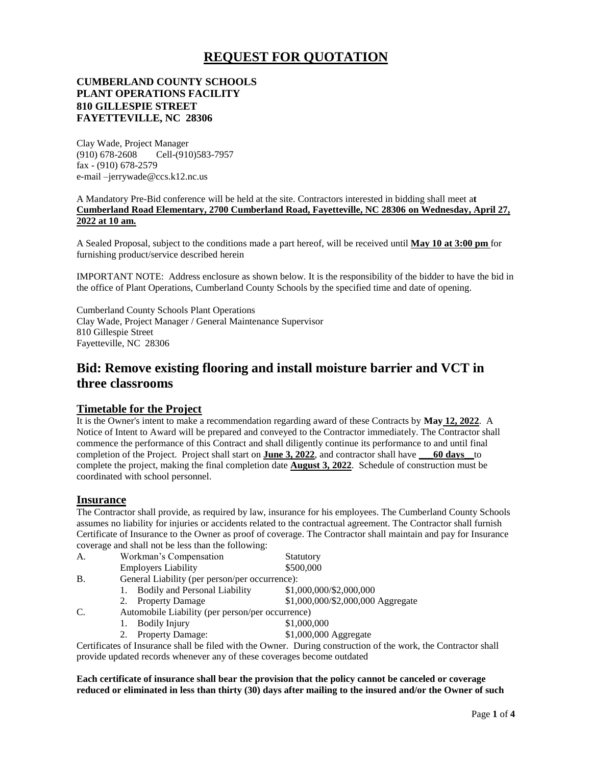# REQUEST FOR QUOTATION

**CUMBERLAND COUNTY SCHOOLS**
**PLANT OPERATIONS FACILITY**
**810 GILLESPIE STREET**
**FAYETTEVILLE, NC 28306**

Clay Wade, Project Manager
(910) 678-2608 Cell-(910)583-7957
fax - (910) 678-2579
e-mail –jerrywade@ccs.k12.nc.us

A Mandatory Pre-Bid conference will be held at the site. Contractors interested in bidding shall meet at **Cumberland Road Elementary, 2700 Cumberland Road, Fayetteville, NC 28306 on Wednesday, April 27, 2022 at 10 am.**

A Sealed Proposal, subject to the conditions made a part hereof, will be received until **May 10 at 3:00 pm** for furnishing product/service described herein

IMPORTANT NOTE: Address enclosure as shown below. It is the responsibility of the bidder to have the bid in the office of Plant Operations, Cumberland County Schools by the specified time and date of opening.

Cumberland County Schools Plant Operations
Clay Wade, Project Manager / General Maintenance Supervisor
810 Gillespie Street
Fayetteville, NC 28306

## Bid: Remove existing flooring and install moisture barrier and VCT in three classrooms

### Timetable for the Project

It is the Owner's intent to make a recommendation regarding award of these Contracts by **May 12, 2022**. A Notice of Intent to Award will be prepared and conveyed to the Contractor immediately. The Contractor shall commence the performance of this Contract and shall diligently continue its performance to and until final completion of the Project. Project shall start on **June 3, 2022**, and contractor shall have **60 days** to complete the project, making the final completion date **August 3, 2022**. Schedule of construction must be coordinated with school personnel.

### Insurance

The Contractor shall provide, as required by law, insurance for his employees. The Cumberland County Schools assumes no liability for injuries or accidents related to the contractual agreement. The Contractor shall furnish Certificate of Insurance to the Owner as proof of coverage. The Contractor shall maintain and pay for Insurance coverage and shall not be less than the following:

A. Workman's Compensation — Statutory
   Employers Liability — $500,000

B. General Liability (per person/per occurrence):
   1. Bodily and Personal Liability — $1,000,000/$2,000,000
   2. Property Damage — $1,000,000/$2,000,000 Aggregate

C. Automobile Liability (per person/per occurrence)
   1. Bodily Injury — $1,000,000
   2. Property Damage: — $1,000,000 Aggregate

Certificates of Insurance shall be filed with the Owner. During construction of the work, the Contractor shall provide updated records whenever any of these coverages become outdated

**Each certificate of insurance shall bear the provision that the policy cannot be canceled or coverage reduced or eliminated in less than thirty (30) days after mailing to the insured and/or the Owner of such**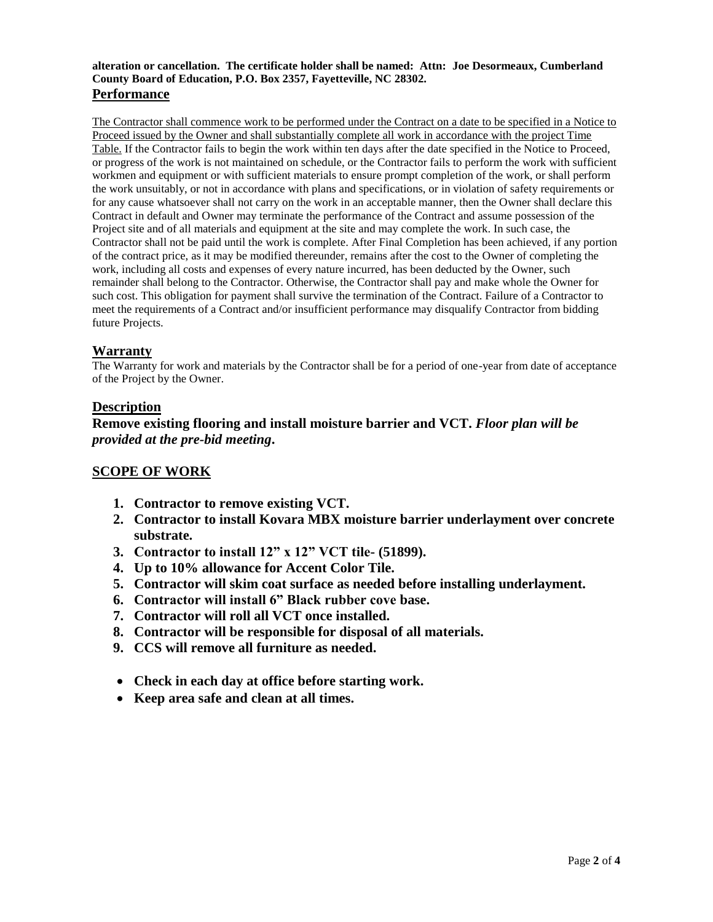**alteration or cancellation. The certificate holder shall be named: Attn: Joe Desormeaux, Cumberland County Board of Education, P.O. Box 2357, Fayetteville, NC 28302.**

## Performance

The Contractor shall commence work to be performed under the Contract on a date to be specified in a Notice to Proceed issued by the Owner and shall substantially complete all work in accordance with the project Time Table. If the Contractor fails to begin the work within ten days after the date specified in the Notice to Proceed, or progress of the work is not maintained on schedule, or the Contractor fails to perform the work with sufficient workmen and equipment or with sufficient materials to ensure prompt completion of the work, or shall perform the work unsuitably, or not in accordance with plans and specifications, or in violation of safety requirements or for any cause whatsoever shall not carry on the work in an acceptable manner, then the Owner shall declare this Contract in default and Owner may terminate the performance of the Contract and assume possession of the Project site and of all materials and equipment at the site and may complete the work. In such case, the Contractor shall not be paid until the work is complete. After Final Completion has been achieved, if any portion of the contract price, as it may be modified thereunder, remains after the cost to the Owner of completing the work, including all costs and expenses of every nature incurred, has been deducted by the Owner, such remainder shall belong to the Contractor. Otherwise, the Contractor shall pay and make whole the Owner for such cost. This obligation for payment shall survive the termination of the Contract. Failure of a Contractor to meet the requirements of a Contract and/or insufficient performance may disqualify Contractor from bidding future Projects.

## Warranty

The Warranty for work and materials by the Contractor shall be for a period of one-year from date of acceptance of the Project by the Owner.

## Description

**Remove existing flooring and install moisture barrier and VCT. *Floor plan will be provided at the pre-bid meeting*.**

## SCOPE OF WORK

1. **Contractor to remove existing VCT.**
2. **Contractor to install Kovara MBX moisture barrier underlayment over concrete substrate.**
3. **Contractor to install 12" x 12" VCT tile- (51899).**
4. **Up to 10% allowance for Accent Color Tile.**
5. **Contractor will skim coat surface as needed before installing underlayment.**
6. **Contractor will install 6" Black rubber cove base.**
7. **Contractor will roll all VCT once installed.**
8. **Contractor will be responsible for disposal of all materials.**
9. **CCS will remove all furniture as needed.**

- **Check in each day at office before starting work.**
- **Keep area safe and clean at all times.**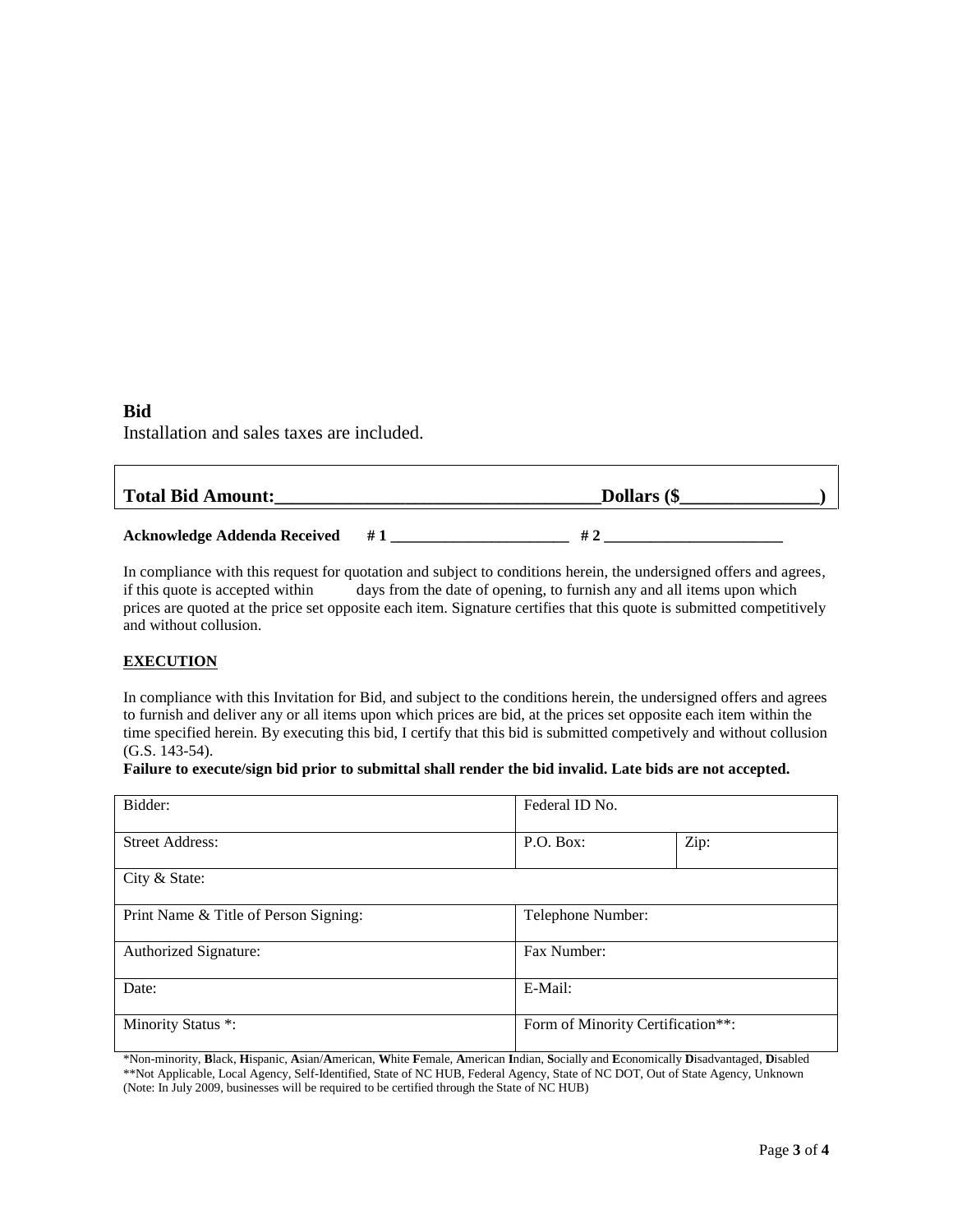**Bid**

Installation and sales taxes are included.

| **Total Bid Amount:___________________________________Dollars ($_______________)** |
|---|

**Acknowledge Addenda Received # 1 _______________________ # 2 _______________________**

In compliance with this request for quotation and subject to conditions herein, the undersigned offers and agrees, if this quote is accepted within days from the date of opening, to furnish any and all items upon which prices are quoted at the price set opposite each item. Signature certifies that this quote is submitted competitively and without collusion.

**EXECUTION**

In compliance with this Invitation for Bid, and subject to the conditions herein, the undersigned offers and agrees to furnish and deliver any or all items upon which prices are bid, at the prices set opposite each item within the time specified herein. By executing this bid, I certify that this bid is submitted competevively and without collusion (G.S. 143-54).

**Failure to execute/sign bid prior to submittal shall render the bid invalid. Late bids are not accepted.**

| Bidder: | Federal ID No. | |
|---|---|---|
| Street Address: | P.O. Box: | Zip: |
| City & State: | | |
| Print Name & Title of Person Signing: | Telephone Number: | |
| Authorized Signature: | Fax Number: | |
| Date: | E-Mail: | |
| Minority Status *: | Form of Minority Certification**: | |

*Non-minority, **B**lack, **H**ispanic, **A**sian/**A**merican, **W**hite **F**emale, **A**merican **I**ndian, **S**ocially and **E**conomically **D**isadvantaged, **D**isabled
**Not Applicable, Local Agency, Self-Identified, State of NC HUB, Federal Agency, State of NC DOT, Out of State Agency, Unknown
(Note: In July 2009, businesses will be required to be certified through the State of NC HUB)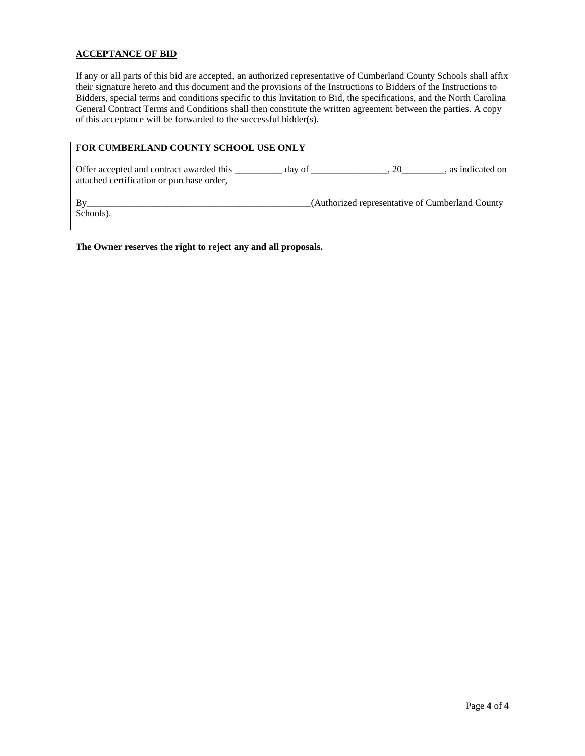**ACCEPTANCE OF BID**

If any or all parts of this bid are accepted, an authorized representative of Cumberland County Schools shall affix their signature hereto and this document and the provisions of the Instructions to Bidders of the Instructions to Bidders, special terms and conditions specific to this Invitation to Bid, the specifications, and the North Carolina General Contract Terms and Conditions shall then constitute the written agreement between the parties. A copy of this acceptance will be forwarded to the successful bidder(s).

| |
|---|
| **FOR CUMBERLAND COUNTY SCHOOL USE ONLY**<br><br>Offer accepted and contract awarded this __________ day of ________________, 20_________, as indicated on attached certification or purchase order,<br><br>By________________________________________________(Authorized representative of Cumberland County Schools). |

**The Owner reserves the right to reject any and all proposals.**